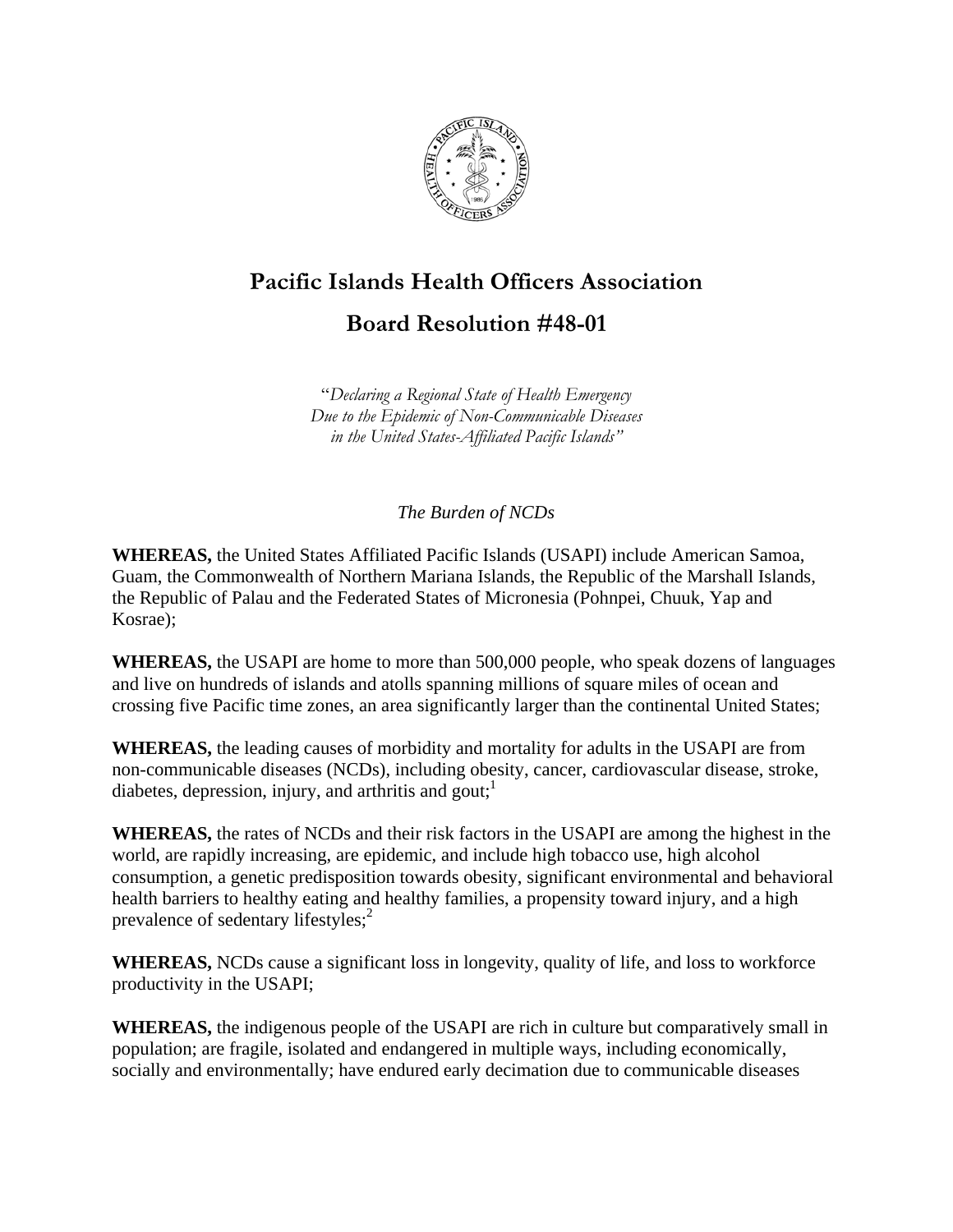# Pacific Islands Health Officers Association

## Board Resolution #48-01

*"Declaring a Regional State of Health Emergency Due to the Epidemic of Non-Communicable Diseases in the United States-Affiliated Pacific Islands"*

*The Burden of NCDs*

**WHEREAS,** the United States Affiliated Pacific Islands (USAPI) include American Samoa, Guam, the Commonwealth of Northern Mariana Islands, the Republic of the Marshall Islands, the Republic of Palau and the Federated States of Micronesia (Pohnpei, Chuuk, Yap and Kosrae);

**WHEREAS,** the USAPI are home to more than 500,000 people, who speak dozens of languages and live on hundreds of islands and atolls spanning millions of square miles of ocean and crossing five Pacific time zones, an area significantly larger than the continental United States;

**WHEREAS,** the leading causes of morbidity and mortality for adults in the USAPI are from non-communicable diseases (NCDs), including obesity, cancer, cardiovascular disease, stroke, diabetes, depression, injury, and arthritis and gout;[1]

**WHEREAS,** the rates of NCDs and their risk factors in the USAPI are among the highest in the world, are rapidly increasing, are epidemic, and include high tobacco use, high alcohol consumption, a genetic predisposition towards obesity, significant environmental and behavioral health barriers to healthy eating and healthy families, a propensity toward injury, and a high prevalence of sedentary lifestyles;[2]

**WHEREAS,** NCDs cause a significant loss in longevity, quality of life, and loss to workforce productivity in the USAPI;

**WHEREAS,** the indigenous people of the USAPI are rich in culture but comparatively small in population; are fragile, isolated and endangered in multiple ways, including economically, socially and environmentally; have endured early decimation due to communicable diseases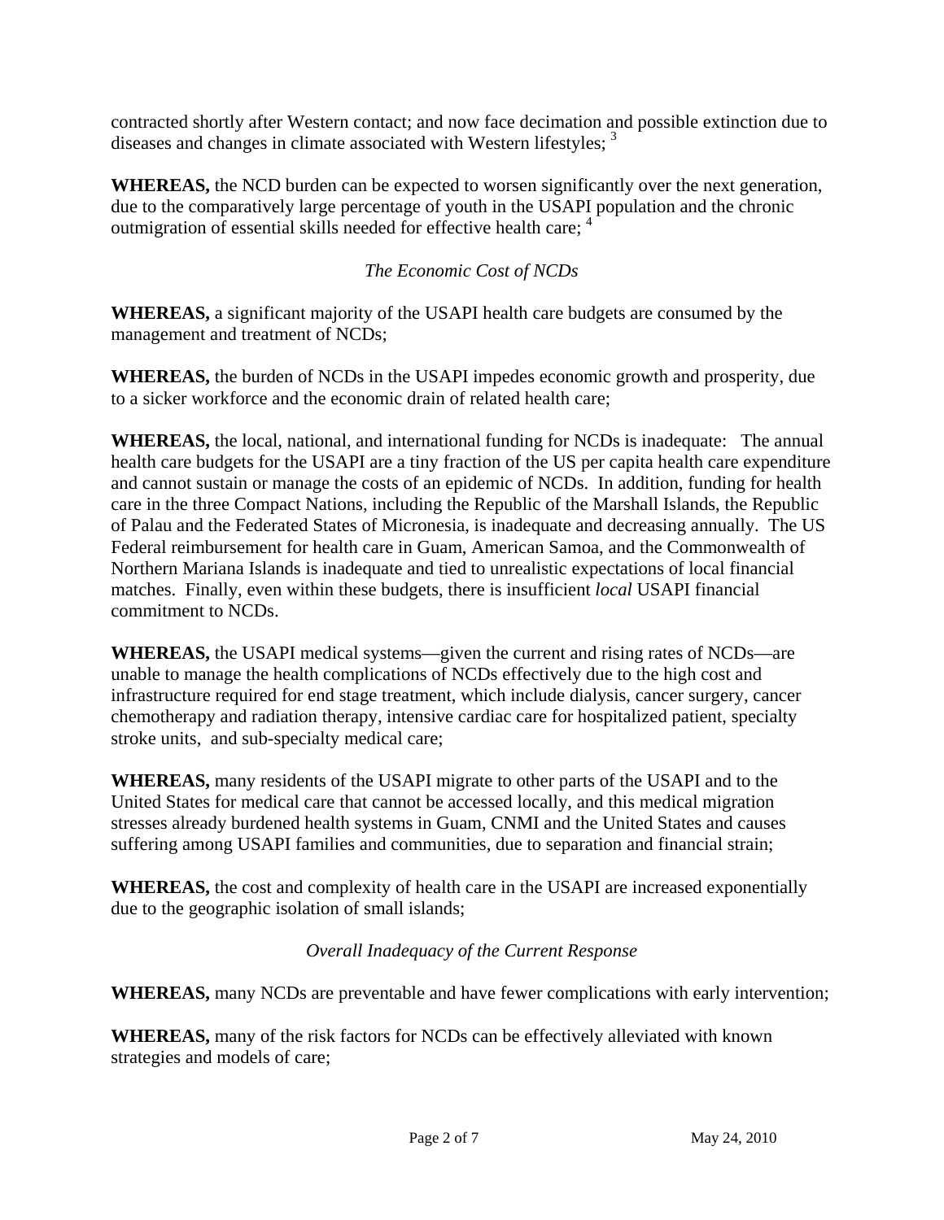contracted shortly after Western contact; and now face decimation and possible extinction due to diseases and changes in climate associated with Western lifestyles; [3]

**WHEREAS,** the NCD burden can be expected to worsen significantly over the next generation, due to the comparatively large percentage of youth in the USAPI population and the chronic outmigration of essential skills needed for effective health care; [4]

*The Economic Cost of NCDs*

**WHEREAS,** a significant majority of the USAPI health care budgets are consumed by the management and treatment of NCDs;

**WHEREAS,** the burden of NCDs in the USAPI impedes economic growth and prosperity, due to a sicker workforce and the economic drain of related health care;

**WHEREAS,** the local, national, and international funding for NCDs is inadequate: The annual health care budgets for the USAPI are a tiny fraction of the US per capita health care expenditure and cannot sustain or manage the costs of an epidemic of NCDs. In addition, funding for health care in the three Compact Nations, including the Republic of the Marshall Islands, the Republic of Palau and the Federated States of Micronesia, is inadequate and decreasing annually. The US Federal reimbursement for health care in Guam, American Samoa, and the Commonwealth of Northern Mariana Islands is inadequate and tied to unrealistic expectations of local financial matches. Finally, even within these budgets, there is insufficient *local* USAPI financial commitment to NCDs.

**WHEREAS,** the USAPI medical systems—given the current and rising rates of NCDs—are unable to manage the health complications of NCDs effectively due to the high cost and infrastructure required for end stage treatment, which include dialysis, cancer surgery, cancer chemotherapy and radiation therapy, intensive cardiac care for hospitalized patient, specialty stroke units, and sub-specialty medical care;

**WHEREAS,** many residents of the USAPI migrate to other parts of the USAPI and to the United States for medical care that cannot be accessed locally, and this medical migration stresses already burdened health systems in Guam, CNMI and the United States and causes suffering among USAPI families and communities, due to separation and financial strain;

**WHEREAS,** the cost and complexity of health care in the USAPI are increased exponentially due to the geographic isolation of small islands;

*Overall Inadequacy of the Current Response*

**WHEREAS,** many NCDs are preventable and have fewer complications with early intervention;

**WHEREAS,** many of the risk factors for NCDs can be effectively alleviated with known strategies and models of care;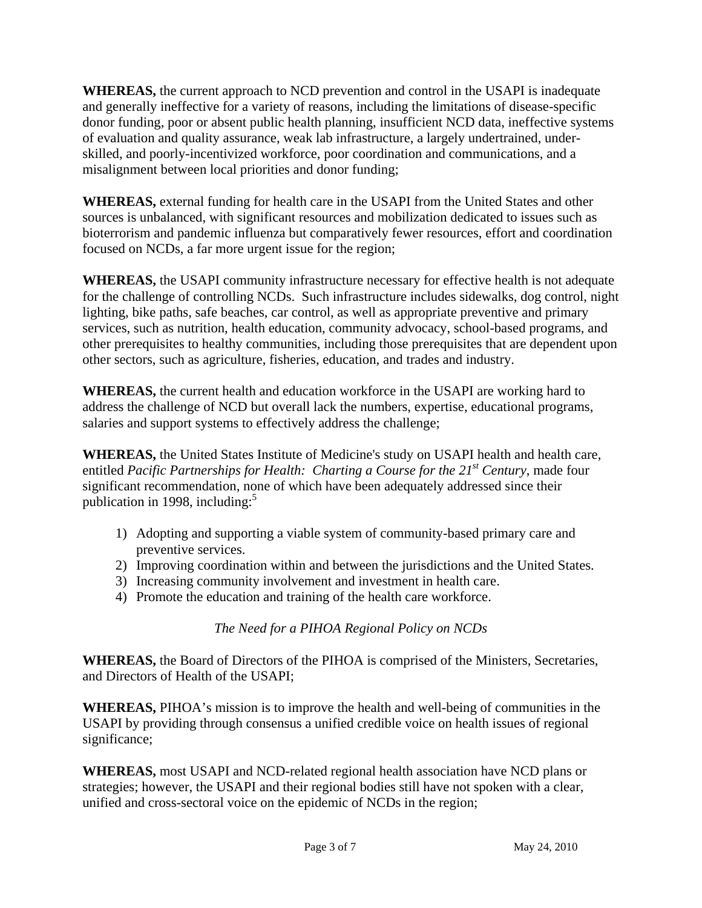**WHEREAS,** the current approach to NCD prevention and control in the USAPI is inadequate and generally ineffective for a variety of reasons, including the limitations of disease-specific donor funding, poor or absent public health planning, insufficient NCD data, ineffective systems of evaluation and quality assurance, weak lab infrastructure, a largely undertrained, under-skilled, and poorly-incentivized workforce, poor coordination and communications, and a misalignment between local priorities and donor funding;

**WHEREAS,** external funding for health care in the USAPI from the United States and other sources is unbalanced, with significant resources and mobilization dedicated to issues such as bioterrorism and pandemic influenza but comparatively fewer resources, effort and coordination focused on NCDs, a far more urgent issue for the region;

**WHEREAS,** the USAPI community infrastructure necessary for effective health is not adequate for the challenge of controlling NCDs. Such infrastructure includes sidewalks, dog control, night lighting, bike paths, safe beaches, car control, as well as appropriate preventive and primary services, such as nutrition, health education, community advocacy, school-based programs, and other prerequisites to healthy communities, including those prerequisites that are dependent upon other sectors, such as agriculture, fisheries, education, and trades and industry.

**WHEREAS,** the current health and education workforce in the USAPI are working hard to address the challenge of NCD but overall lack the numbers, expertise, educational programs, salaries and support systems to effectively address the challenge;

**WHEREAS,** the United States Institute of Medicine's study on USAPI health and health care, entitled *Pacific Partnerships for Health: Charting a Course for the 21st Century*, made four significant recommendation, none of which have been adequately addressed since their publication in 1998, including:[5]

1) Adopting and supporting a viable system of community-based primary care and preventive services.
2) Improving coordination within and between the jurisdictions and the United States.
3) Increasing community involvement and investment in health care.
4) Promote the education and training of the health care workforce.

*The Need for a PIHOA Regional Policy on NCDs*

**WHEREAS,** the Board of Directors of the PIHOA is comprised of the Ministers, Secretaries, and Directors of Health of the USAPI;

**WHEREAS,** PIHOA's mission is to improve the health and well-being of communities in the USAPI by providing through consensus a unified credible voice on health issues of regional significance;

**WHEREAS,** most USAPI and NCD-related regional health association have NCD plans or strategies; however, the USAPI and their regional bodies still have not spoken with a clear, unified and cross-sectoral voice on the epidemic of NCDs in the region;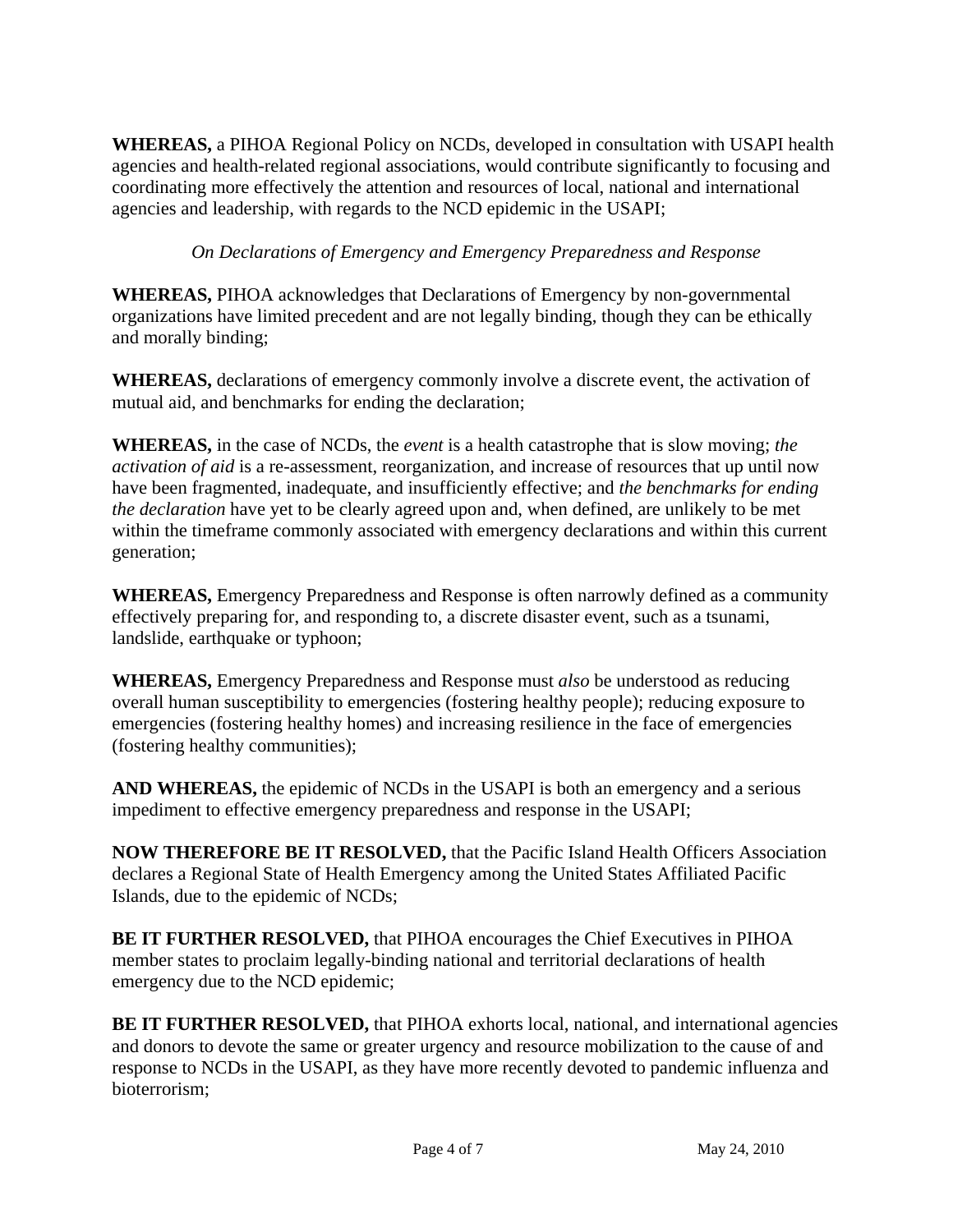**WHEREAS,** a PIHOA Regional Policy on NCDs, developed in consultation with USAPI health agencies and health-related regional associations, would contribute significantly to focusing and coordinating more effectively the attention and resources of local, national and international agencies and leadership, with regards to the NCD epidemic in the USAPI;

*On Declarations of Emergency and Emergency Preparedness and Response*

**WHEREAS,** PIHOA acknowledges that Declarations of Emergency by non-governmental organizations have limited precedent and are not legally binding, though they can be ethically and morally binding;

**WHEREAS,** declarations of emergency commonly involve a discrete event, the activation of mutual aid, and benchmarks for ending the declaration;

**WHEREAS,** in the case of NCDs, the *event* is a health catastrophe that is slow moving; *the activation of aid* is a re-assessment, reorganization, and increase of resources that up until now have been fragmented, inadequate, and insufficiently effective; and *the benchmarks for ending the declaration* have yet to be clearly agreed upon and, when defined, are unlikely to be met within the timeframe commonly associated with emergency declarations and within this current generation;

**WHEREAS,** Emergency Preparedness and Response is often narrowly defined as a community effectively preparing for, and responding to, a discrete disaster event, such as a tsunami, landslide, earthquake or typhoon;

**WHEREAS,** Emergency Preparedness and Response must *also* be understood as reducing overall human susceptibility to emergencies (fostering healthy people); reducing exposure to emergencies (fostering healthy homes) and increasing resilience in the face of emergencies (fostering healthy communities);

**AND WHEREAS,** the epidemic of NCDs in the USAPI is both an emergency and a serious impediment to effective emergency preparedness and response in the USAPI;

**NOW THEREFORE BE IT RESOLVED,** that the Pacific Island Health Officers Association declares a Regional State of Health Emergency among the United States Affiliated Pacific Islands, due to the epidemic of NCDs;

**BE IT FURTHER RESOLVED,** that PIHOA encourages the Chief Executives in PIHOA member states to proclaim legally-binding national and territorial declarations of health emergency due to the NCD epidemic;

**BE IT FURTHER RESOLVED,** that PIHOA exhorts local, national, and international agencies and donors to devote the same or greater urgency and resource mobilization to the cause of and response to NCDs in the USAPI, as they have more recently devoted to pandemic influenza and bioterrorism;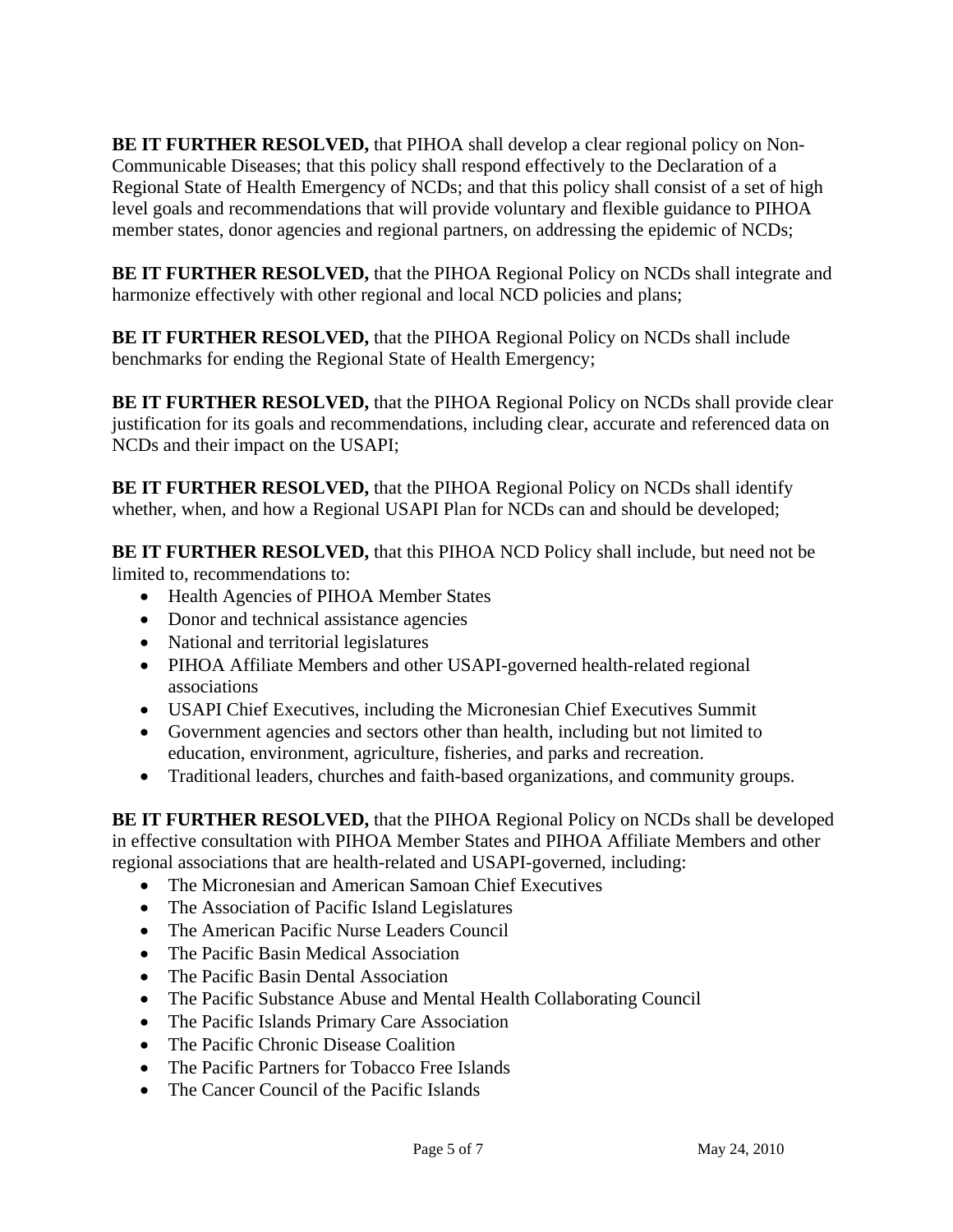**BE IT FURTHER RESOLVED,** that PIHOA shall develop a clear regional policy on Non-Communicable Diseases; that this policy shall respond effectively to the Declaration of a Regional State of Health Emergency of NCDs; and that this policy shall consist of a set of high level goals and recommendations that will provide voluntary and flexible guidance to PIHOA member states, donor agencies and regional partners, on addressing the epidemic of NCDs;

**BE IT FURTHER RESOLVED,** that the PIHOA Regional Policy on NCDs shall integrate and harmonize effectively with other regional and local NCD policies and plans;

**BE IT FURTHER RESOLVED,** that the PIHOA Regional Policy on NCDs shall include benchmarks for ending the Regional State of Health Emergency;

**BE IT FURTHER RESOLVED,** that the PIHOA Regional Policy on NCDs shall provide clear justification for its goals and recommendations, including clear, accurate and referenced data on NCDs and their impact on the USAPI;

**BE IT FURTHER RESOLVED,** that the PIHOA Regional Policy on NCDs shall identify whether, when, and how a Regional USAPI Plan for NCDs can and should be developed;

**BE IT FURTHER RESOLVED,** that this PIHOA NCD Policy shall include, but need not be limited to, recommendations to:

- Health Agencies of PIHOA Member States
- Donor and technical assistance agencies
- National and territorial legislatures
- PIHOA Affiliate Members and other USAPI-governed health-related regional associations
- USAPI Chief Executives, including the Micronesian Chief Executives Summit
- Government agencies and sectors other than health, including but not limited to education, environment, agriculture, fisheries, and parks and recreation.
- Traditional leaders, churches and faith-based organizations, and community groups.

**BE IT FURTHER RESOLVED,** that the PIHOA Regional Policy on NCDs shall be developed in effective consultation with PIHOA Member States and PIHOA Affiliate Members and other regional associations that are health-related and USAPI-governed, including:

- The Micronesian and American Samoan Chief Executives
- The Association of Pacific Island Legislatures
- The American Pacific Nurse Leaders Council
- The Pacific Basin Medical Association
- The Pacific Basin Dental Association
- The Pacific Substance Abuse and Mental Health Collaborating Council
- The Pacific Islands Primary Care Association
- The Pacific Chronic Disease Coalition
- The Pacific Partners for Tobacco Free Islands
- The Cancer Council of the Pacific Islands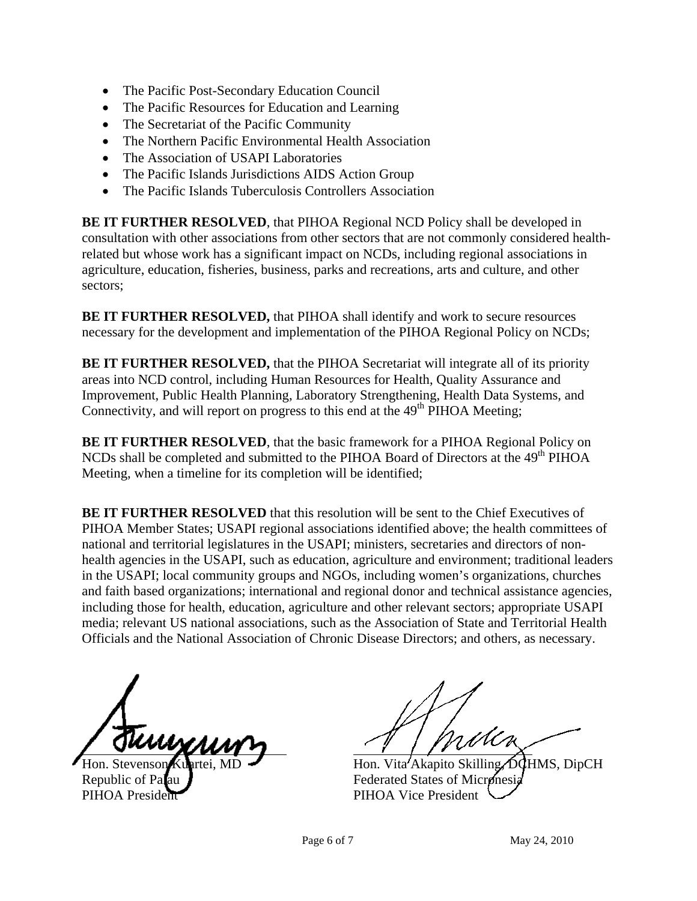- The Pacific Post-Secondary Education Council
- The Pacific Resources for Education and Learning
- The Secretariat of the Pacific Community
- The Northern Pacific Environmental Health Association
- The Association of USAPI Laboratories
- The Pacific Islands Jurisdictions AIDS Action Group
- The Pacific Islands Tuberculosis Controllers Association

**BE IT FURTHER RESOLVED**, that PIHOA Regional NCD Policy shall be developed in consultation with other associations from other sectors that are not commonly considered health-related but whose work has a significant impact on NCDs, including regional associations in agriculture, education, fisheries, business, parks and recreations, arts and culture, and other sectors;

**BE IT FURTHER RESOLVED,** that PIHOA shall identify and work to secure resources necessary for the development and implementation of the PIHOA Regional Policy on NCDs;

**BE IT FURTHER RESOLVED,** that the PIHOA Secretariat will integrate all of its priority areas into NCD control, including Human Resources for Health, Quality Assurance and Improvement, Public Health Planning, Laboratory Strengthening, Health Data Systems, and Connectivity, and will report on progress to this end at the 49th PIHOA Meeting;

**BE IT FURTHER RESOLVED**, that the basic framework for a PIHOA Regional Policy on NCDs shall be completed and submitted to the PIHOA Board of Directors at the 49th PIHOA Meeting, when a timeline for its completion will be identified;

**BE IT FURTHER RESOLVED** that this resolution will be sent to the Chief Executives of PIHOA Member States; USAPI regional associations identified above; the health committees of national and territorial legislatures in the USAPI; ministers, secretaries and directors of non-health agencies in the USAPI, such as education, agriculture and environment; traditional leaders in the USAPI; local community groups and NGOs, including women's organizations, churches and faith based organizations; international and regional donor and technical assistance agencies, including those for health, education, agriculture and other relevant sectors; appropriate USAPI media; relevant US national associations, such as the Association of State and Territorial Health Officials and the National Association of Chronic Disease Directors; and others, as necessary.

Hon. Stevenson Kuartei, MD
Republic of Palau
PIHOA President

Hon. Vita Akapito Skilling, DCHMS, DipCH
Federated States of Micronesia
PIHOA Vice President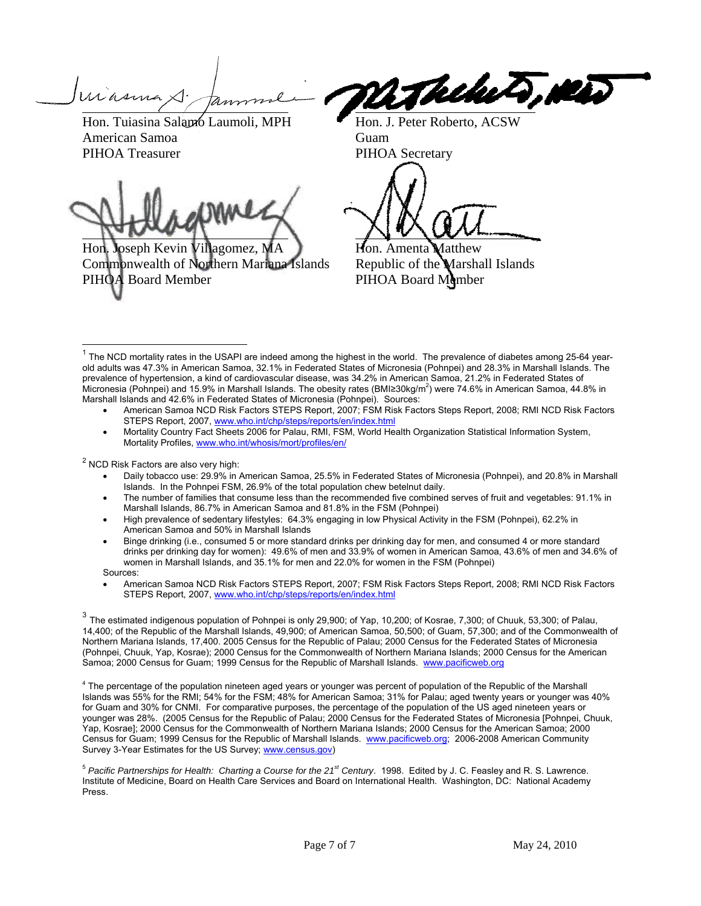Hon. Tuiasina Salamo Laumoli, MPH
American Samoa
PIHOA Treasurer

Hon. J. Peter Roberto, ACSW
Guam
PIHOA Secretary

Hon. Joseph Kevin Villagomez, MA
Commonwealth of Northern Mariana Islands
PIHOA Board Member

Hon. Amenta Matthew
Republic of the Marshall Islands
PIHOA Board Member

---

[1] The NCD mortality rates in the USAPI are indeed among the highest in the world. The prevalence of diabetes among 25-64 year-old adults was 47.3% in American Samoa, 32.1% in Federated States of Micronesia (Pohnpei) and 28.3% in Marshall Islands. The prevalence of hypertension, a kind of cardiovascular disease, was 34.2% in American Samoa, 21.2% in Federated States of Micronesia (Pohnpei) and 15.9% in Marshall Islands. The obesity rates (BMI≥30kg/$m^2$) were 74.6% in American Samoa, 44.8% in Marshall Islands and 42.6% in Federated States of Micronesia (Pohnpei). Sources:

- American Samoa NCD Risk Factors STEPS Report, 2007; FSM Risk Factors Steps Report, 2008; RMI NCD Risk Factors STEPS Report, 2007, www.who.int/chp/steps/reports/en/index.html
- Mortality Country Fact Sheets 2006 for Palau, RMI, FSM, World Health Organization Statistical Information System, Mortality Profiles, www.who.int/whosis/mort/profiles/en/

[2] NCD Risk Factors are also very high:

- Daily tobacco use: 29.9% in American Samoa, 25.5% in Federated States of Micronesia (Pohnpei), and 20.8% in Marshall Islands. In the Pohnpei FSM, 26.9% of the total population chew betelnut daily.
- The number of families that consume less than the recommended five combined serves of fruit and vegetables: 91.1% in Marshall Islands, 86.7% in American Samoa and 81.8% in the FSM (Pohnpei)
- High prevalence of sedentary lifestyles: 64.3% engaging in low Physical Activity in the FSM (Pohnpei), 62.2% in American Samoa and 50% in Marshall Islands
- Binge drinking (i.e., consumed 5 or more standard drinks per drinking day for men, and consumed 4 or more standard drinks per drinking day for women): 49.6% of men and 33.9% of women in American Samoa, 43.6% of men and 34.6% of women in Marshall Islands, and 35.1% for men and 22.0% for women in the FSM (Pohnpei)

Sources:

- American Samoa NCD Risk Factors STEPS Report, 2007; FSM Risk Factors Steps Report, 2008; RMI NCD Risk Factors STEPS Report, 2007, www.who.int/chp/steps/reports/en/index.html

[3] The estimated indigenous population of Pohnpei is only 29,900; of Yap, 10,200; of Kosrae, 7,300; of Chuuk, 53,300; of Palau, 14,400; of the Republic of the Marshall Islands, 49,900; of American Samoa, 50,500; of Guam, 57,300; and of the Commonwealth of Northern Mariana Islands, 17,400. 2005 Census for the Republic of Palau; 2000 Census for the Federated States of Micronesia (Pohnpei, Chuuk, Yap, Kosrae); 2000 Census for the Commonwealth of Northern Mariana Islands; 2000 Census for the American Samoa; 2000 Census for Guam; 1999 Census for the Republic of Marshall Islands. www.pacificweb.org

[4] The percentage of the population nineteen aged years or younger was percent of population of the Republic of the Marshall Islands was 55% for the RMI; 54% for the FSM; 48% for American Samoa; 31% for Palau; aged twenty years or younger was 40% for Guam and 30% for CNMI. For comparative purposes, the percentage of the population of the US aged nineteen years or younger was 28%. (2005 Census for the Republic of Palau; 2000 Census for the Federated States of Micronesia [Pohnpei, Chuuk, Yap, Kosrae]; 2000 Census for the Commonwealth of Northern Mariana Islands; 2000 Census for the American Samoa; 2000 Census for Guam; 1999 Census for the Republic of Marshall Islands. www.pacificweb.org; 2006-2008 American Community Survey 3-Year Estimates for the US Survey; www.census.gov)

[5] *Pacific Partnerships for Health: Charting a Course for the 21st Century*. 1998. Edited by J. C. Feasley and R. S. Lawrence. Institute of Medicine, Board on Health Care Services and Board on International Health. Washington, DC: National Academy Press.

May 24, 2010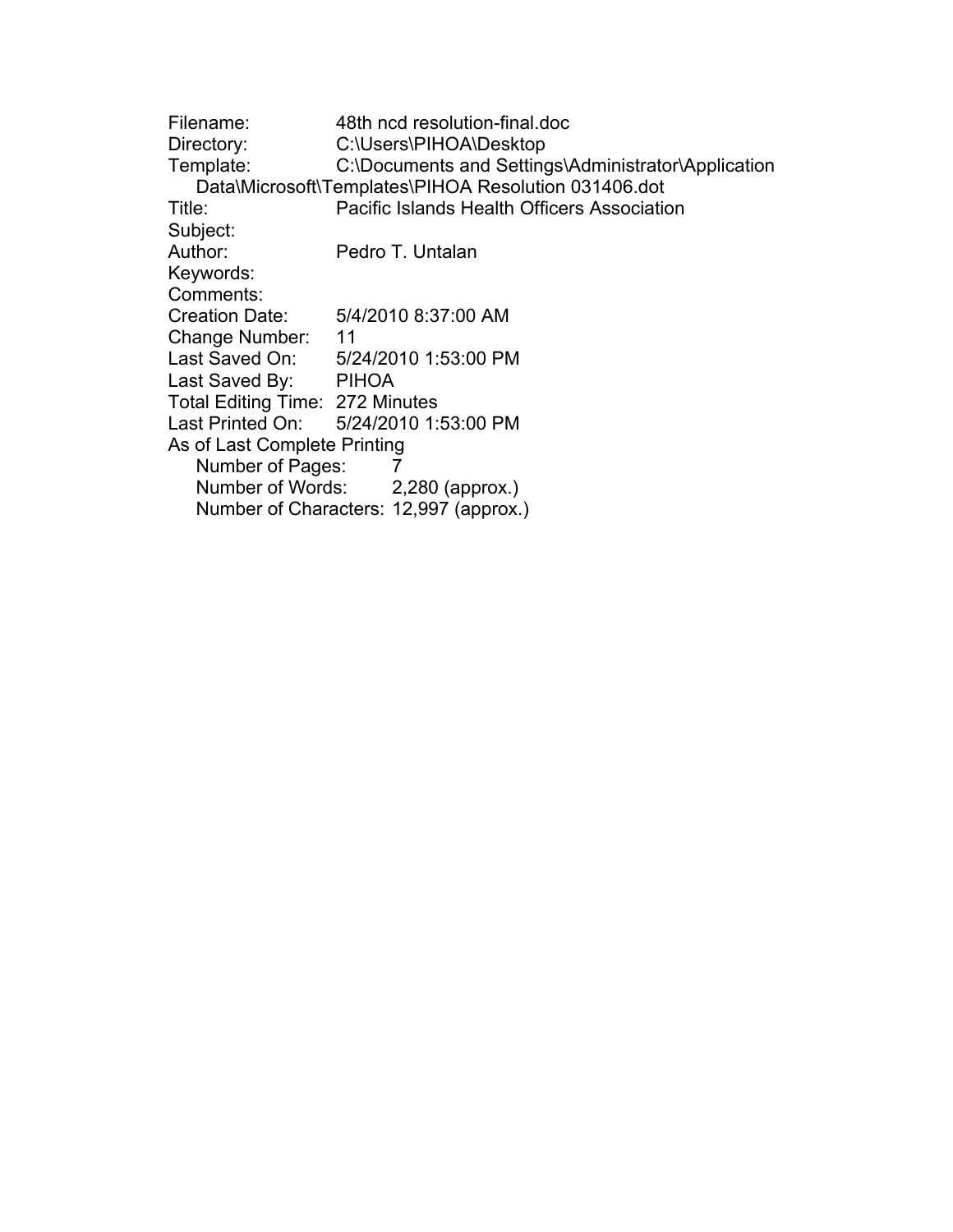Filename: 48th ncd resolution-final.doc
Directory: C:\Users\PIHOA\Desktop
Template: C:\Documents and Settings\Administrator\Application Data\Microsoft\Templates\PIHOA Resolution 031406.dot
Title: Pacific Islands Health Officers Association
Subject:
Author: Pedro T. Untalan
Keywords:
Comments:
Creation Date: 5/4/2010 8:37:00 AM
Change Number: 11
Last Saved On: 5/24/2010 1:53:00 PM
Last Saved By: PIHOA
Total Editing Time: 272 Minutes
Last Printed On: 5/24/2010 1:53:00 PM
As of Last Complete Printing
Number of Pages: 7
Number of Words: 2,280 (approx.)
Number of Characters: 12,997 (approx.)